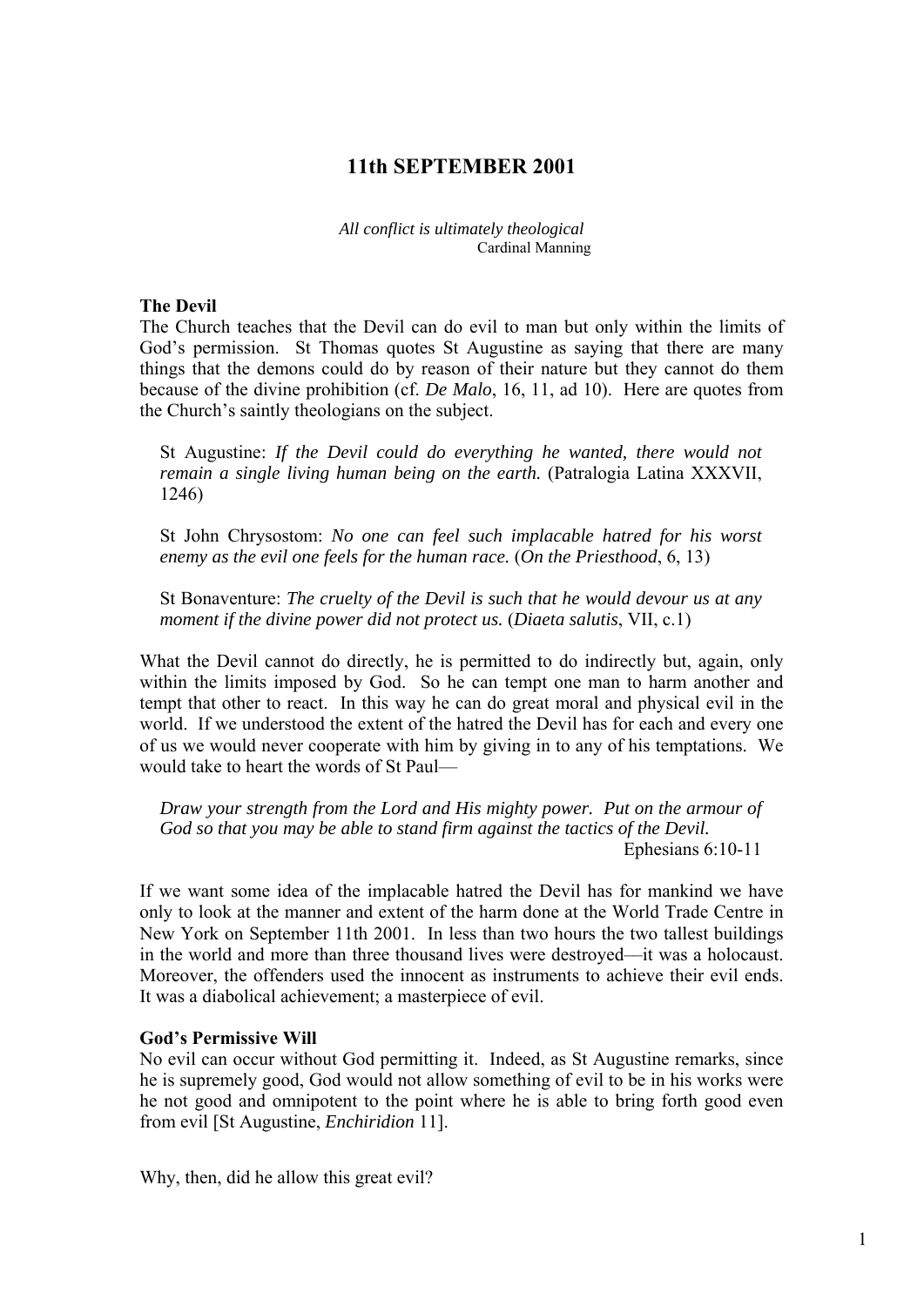# 11th SEPTEMBER 2001

*All conflict is ultimately theological*
Cardinal Manning

**The Devil**

The Church teaches that the Devil can do evil to man but only within the limits of God's permission. St Thomas quotes St Augustine as saying that there are many things that the demons could do by reason of their nature but they cannot do them because of the divine prohibition (cf. *De Malo*, 16, 11, ad 10). Here are quotes from the Church's saintly theologians on the subject.

> St Augustine: *If the Devil could do everything he wanted, there would not remain a single living human being on the earth.* (Patralogia Latina XXXVII, 1246)
>
> St John Chrysostom: *No one can feel such implacable hatred for his worst enemy as the evil one feels for the human race.* (*On the Priesthood*, 6, 13)
>
> St Bonaventure: *The cruelty of the Devil is such that he would devour us at any moment if the divine power did not protect us.* (*Diaeta salutis*, VII, c.1)

What the Devil cannot do directly, he is permitted to do indirectly but, again, only within the limits imposed by God. So he can tempt one man to harm another and tempt that other to react. In this way he can do great moral and physical evil in the world. If we understood the extent of the hatred the Devil has for each and every one of us we would never cooperate with him by giving in to any of his temptations. We would take to heart the words of St Paul—

> *Draw your strength from the Lord and His mighty power. Put on the armour of God so that you may be able to stand firm against the tactics of the Devil.*
>
> Ephesians 6:10-11

If we want some idea of the implacable hatred the Devil has for mankind we have only to look at the manner and extent of the harm done at the World Trade Centre in New York on September 11th 2001. In less than two hours the two tallest buildings in the world and more than three thousand lives were destroyed—it was a holocaust. Moreover, the offenders used the innocent as instruments to achieve their evil ends. It was a diabolical achievement; a masterpiece of evil.

**God's Permissive Will**

No evil can occur without God permitting it. Indeed, as St Augustine remarks, since he is supremely good, God would not allow something of evil to be in his works were he not good and omnipotent to the point where he is able to bring forth good even from evil [St Augustine, *Enchiridion* 11].

Why, then, did he allow this great evil?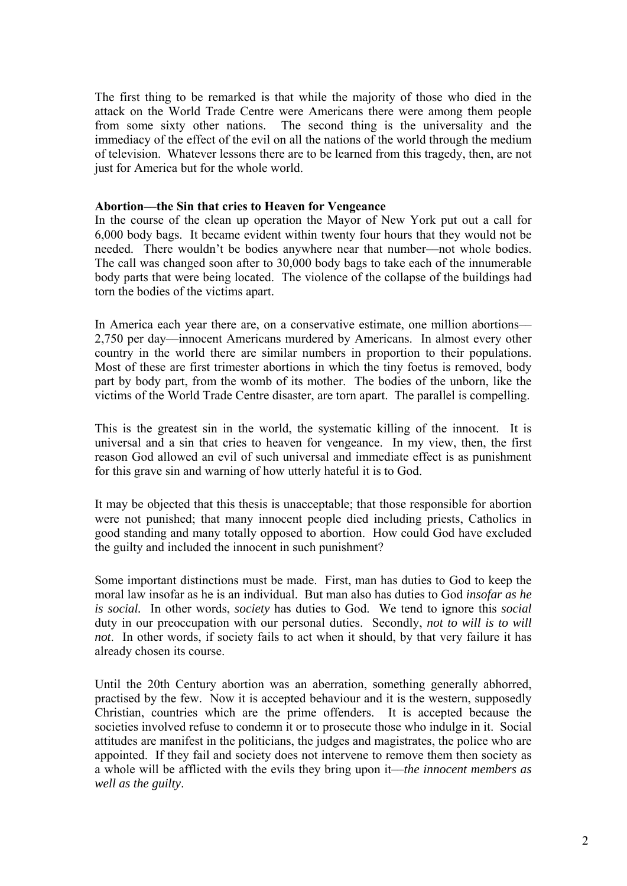The first thing to be remarked is that while the majority of those who died in the attack on the World Trade Centre were Americans there were among them people from some sixty other nations. The second thing is the universality and the immediacy of the effect of the evil on all the nations of the world through the medium of television. Whatever lessons there are to be learned from this tragedy, then, are not just for America but for the whole world.

**Abortion—the Sin that cries to Heaven for Vengeance**

In the course of the clean up operation the Mayor of New York put out a call for 6,000 body bags. It became evident within twenty four hours that they would not be needed. There wouldn't be bodies anywhere near that number—not whole bodies. The call was changed soon after to 30,000 body bags to take each of the innumerable body parts that were being located. The violence of the collapse of the buildings had torn the bodies of the victims apart.

In America each year there are, on a conservative estimate, one million abortions—2,750 per day—innocent Americans murdered by Americans. In almost every other country in the world there are similar numbers in proportion to their populations. Most of these are first trimester abortions in which the tiny foetus is removed, body part by body part, from the womb of its mother. The bodies of the unborn, like the victims of the World Trade Centre disaster, are torn apart. The parallel is compelling.

This is the greatest sin in the world, the systematic killing of the innocent. It is universal and a sin that cries to heaven for vengeance. In my view, then, the first reason God allowed an evil of such universal and immediate effect is as punishment for this grave sin and warning of how utterly hateful it is to God.

It may be objected that this thesis is unacceptable; that those responsible for abortion were not punished; that many innocent people died including priests, Catholics in good standing and many totally opposed to abortion. How could God have excluded the guilty and included the innocent in such punishment?

Some important distinctions must be made. First, man has duties to God to keep the moral law insofar as he is an individual. But man also has duties to God *insofar as he is social.* In other words, *society* has duties to God. We tend to ignore this *social* duty in our preoccupation with our personal duties. Secondly, *not to will is to will not*. In other words, if society fails to act when it should, by that very failure it has already chosen its course.

Until the 20th Century abortion was an aberration, something generally abhorred, practised by the few. Now it is accepted behaviour and it is the western, supposedly Christian, countries which are the prime offenders. It is accepted because the societies involved refuse to condemn it or to prosecute those who indulge in it. Social attitudes are manifest in the politicians, the judges and magistrates, the police who are appointed. If they fail and society does not intervene to remove them then society as a whole will be afflicted with the evils they bring upon it—*the innocent members as well as the guilty*.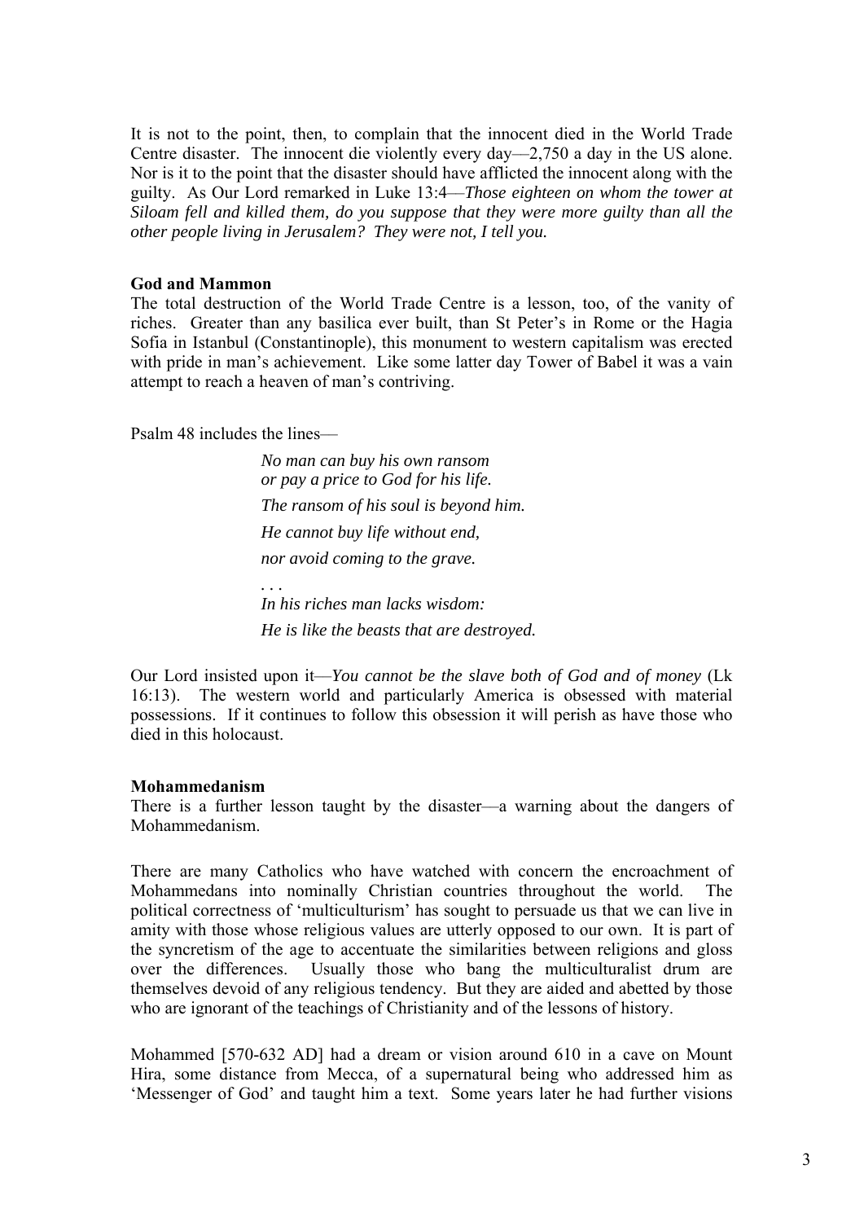It is not to the point, then, to complain that the innocent died in the World Trade Centre disaster. The innocent die violently every day—2,750 a day in the US alone. Nor is it to the point that the disaster should have afflicted the innocent along with the guilty. As Our Lord remarked in Luke 13:4—*Those eighteen on whom the tower at Siloam fell and killed them, do you suppose that they were more guilty than all the other people living in Jerusalem? They were not, I tell you.*

**God and Mammon**

The total destruction of the World Trade Centre is a lesson, too, of the vanity of riches. Greater than any basilica ever built, than St Peter's in Rome or the Hagia Sofia in Istanbul (Constantinople), this monument to western capitalism was erected with pride in man's achievement. Like some latter day Tower of Babel it was a vain attempt to reach a heaven of man's contriving.

Psalm 48 includes the lines—

> *No man can buy his own ransom*
> *or pay a price to God for his life.*
> *The ransom of his soul is beyond him.*
> *He cannot buy life without end,*
> *nor avoid coming to the grave.*
> . . .
> *In his riches man lacks wisdom:*
> *He is like the beasts that are destroyed.*

Our Lord insisted upon it—*You cannot be the slave both of God and of money* (Lk 16:13). The western world and particularly America is obsessed with material possessions. If it continues to follow this obsession it will perish as have those who died in this holocaust.

**Mohammedanism**

There is a further lesson taught by the disaster—a warning about the dangers of Mohammedanism.

There are many Catholics who have watched with concern the encroachment of Mohammedans into nominally Christian countries throughout the world. The political correctness of 'multiculturism' has sought to persuade us that we can live in amity with those whose religious values are utterly opposed to our own. It is part of the syncretism of the age to accentuate the similarities between religions and gloss over the differences. Usually those who bang the multiculturalist drum are themselves devoid of any religious tendency. But they are aided and abetted by those who are ignorant of the teachings of Christianity and of the lessons of history.

Mohammed [570-632 AD] had a dream or vision around 610 in a cave on Mount Hira, some distance from Mecca, of a supernatural being who addressed him as 'Messenger of God' and taught him a text. Some years later he had further visions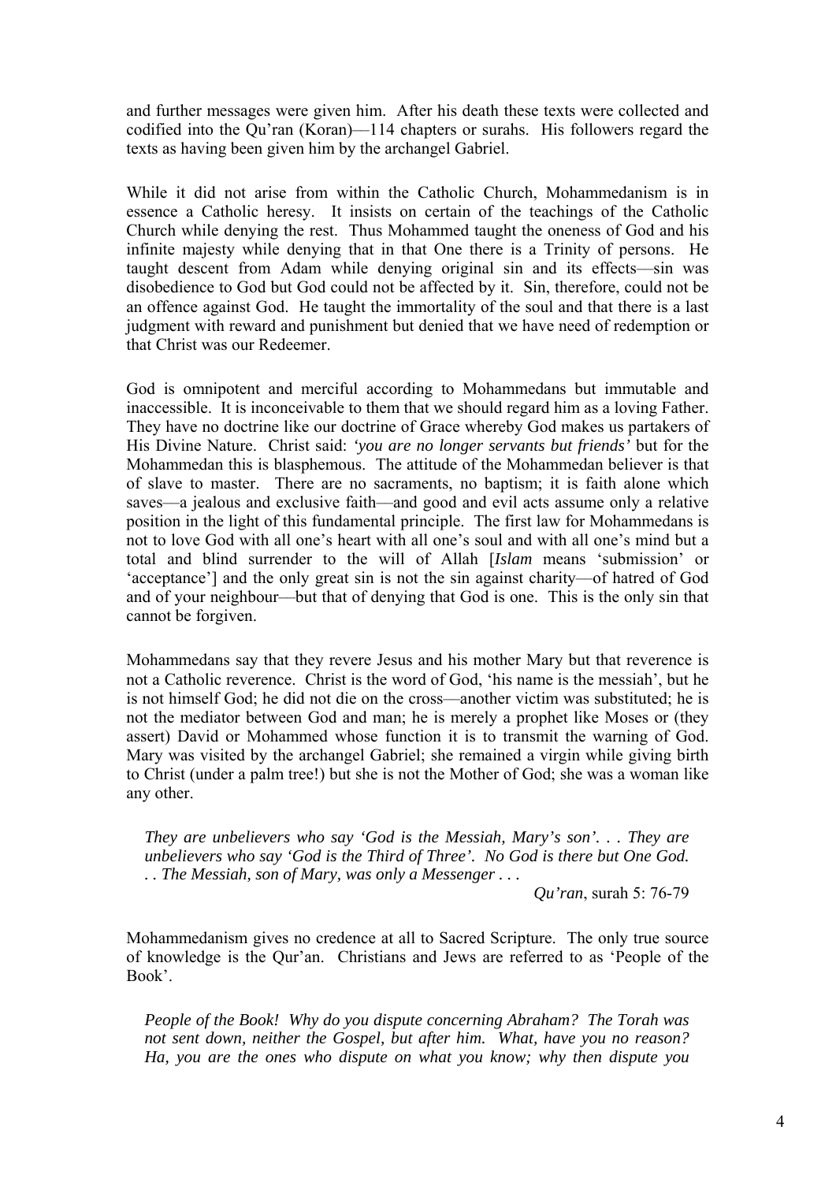and further messages were given him. After his death these texts were collected and codified into the Qu'ran (Koran)—114 chapters or surahs. His followers regard the texts as having been given him by the archangel Gabriel.

While it did not arise from within the Catholic Church, Mohammedanism is in essence a Catholic heresy. It insists on certain of the teachings of the Catholic Church while denying the rest. Thus Mohammed taught the oneness of God and his infinite majesty while denying that in that One there is a Trinity of persons. He taught descent from Adam while denying original sin and its effects—sin was disobedience to God but God could not be affected by it. Sin, therefore, could not be an offence against God. He taught the immortality of the soul and that there is a last judgment with reward and punishment but denied that we have need of redemption or that Christ was our Redeemer.

God is omnipotent and merciful according to Mohammedans but immutable and inaccessible. It is inconceivable to them that we should regard him as a loving Father. They have no doctrine like our doctrine of Grace whereby God makes us partakers of His Divine Nature. Christ said: *'you are no longer servants but friends'* but for the Mohammedan this is blasphemous. The attitude of the Mohammedan believer is that of slave to master. There are no sacraments, no baptism; it is faith alone which saves—a jealous and exclusive faith—and good and evil acts assume only a relative position in the light of this fundamental principle. The first law for Mohammedans is not to love God with all one's heart with all one's soul and with all one's mind but a total and blind surrender to the will of Allah [*Islam* means 'submission' or 'acceptance'] and the only great sin is not the sin against charity—of hatred of God and of your neighbour—but that of denying that God is one. This is the only sin that cannot be forgiven.

Mohammedans say that they revere Jesus and his mother Mary but that reverence is not a Catholic reverence. Christ is the word of God, 'his name is the messiah', but he is not himself God; he did not die on the cross—another victim was substituted; he is not the mediator between God and man; he is merely a prophet like Moses or (they assert) David or Mohammed whose function it is to transmit the warning of God. Mary was visited by the archangel Gabriel; she remained a virgin while giving birth to Christ (under a palm tree!) but she is not the Mother of God; she was a woman like any other.

> *They are unbelievers who say 'God is the Messiah, Mary's son'. . . They are unbelievers who say 'God is the Third of Three'. No God is there but One God. . . The Messiah, son of Mary, was only a Messenger . . .*
>
> *Qu'ran*, surah 5: 76-79

Mohammedanism gives no credence at all to Sacred Scripture. The only true source of knowledge is the Qur'an. Christians and Jews are referred to as 'People of the Book'.

> *People of the Book! Why do you dispute concerning Abraham? The Torah was not sent down, neither the Gospel, but after him. What, have you no reason? Ha, you are the ones who dispute on what you know; why then dispute you*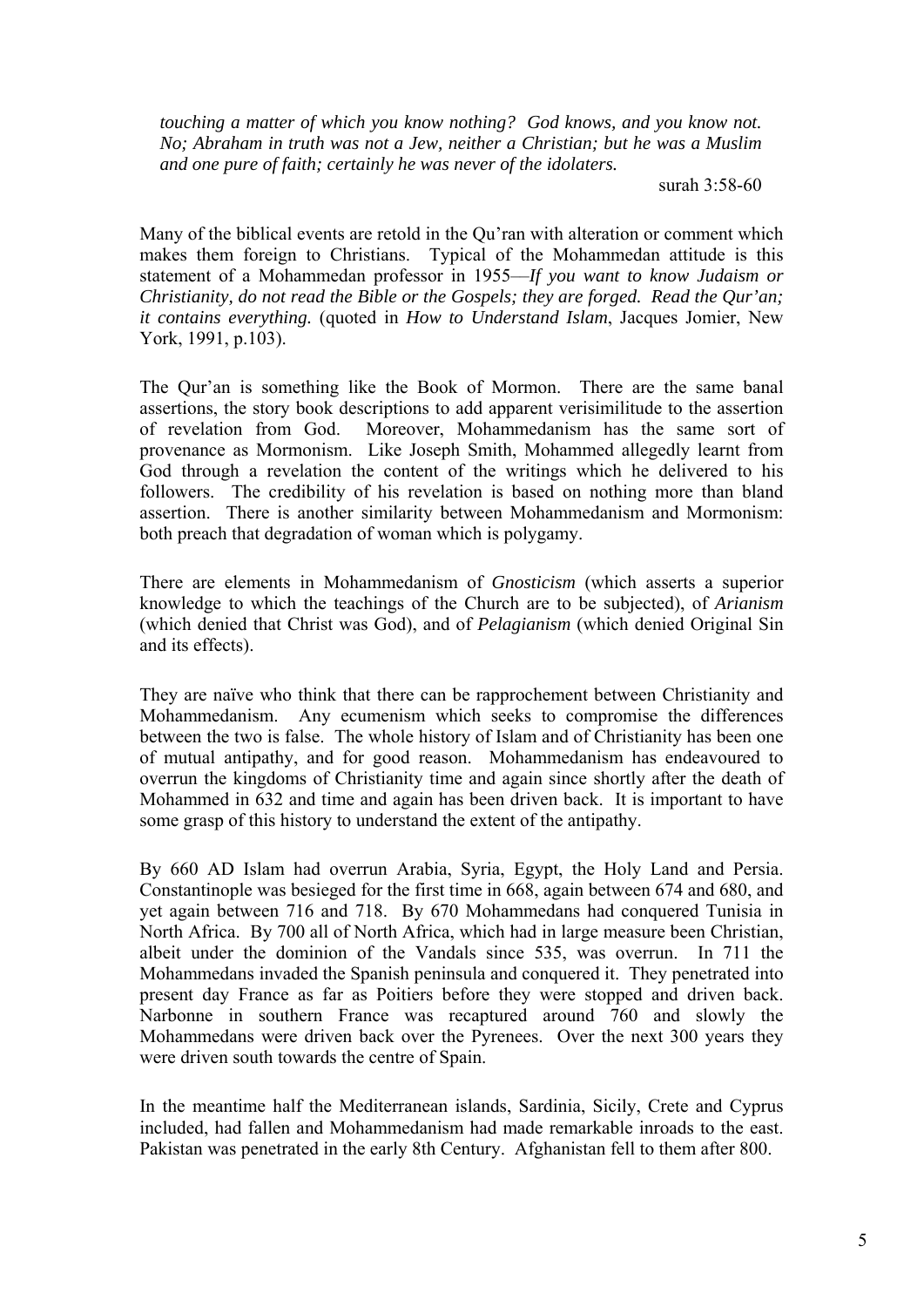*touching a matter of which you know nothing? God knows, and you know not. No; Abraham in truth was not a Jew, neither a Christian; but he was a Muslim and one pure of faith; certainly he was never of the idolaters.*

surah 3:58-60

Many of the biblical events are retold in the Qu'ran with alteration or comment which makes them foreign to Christians. Typical of the Mohammedan attitude is this statement of a Mohammedan professor in 1955—*If you want to know Judaism or Christianity, do not read the Bible or the Gospels; they are forged. Read the Qur'an; it contains everything.* (quoted in *How to Understand Islam*, Jacques Jomier, New York, 1991, p.103).

The Qur'an is something like the Book of Mormon. There are the same banal assertions, the story book descriptions to add apparent verisimilitude to the assertion of revelation from God. Moreover, Mohammedanism has the same sort of provenance as Mormonism. Like Joseph Smith, Mohammed allegedly learnt from God through a revelation the content of the writings which he delivered to his followers. The credibility of his revelation is based on nothing more than bland assertion. There is another similarity between Mohammedanism and Mormonism: both preach that degradation of woman which is polygamy.

There are elements in Mohammedanism of *Gnosticism* (which asserts a superior knowledge to which the teachings of the Church are to be subjected), of *Arianism* (which denied that Christ was God), and of *Pelagianism* (which denied Original Sin and its effects).

They are naïve who think that there can be rapprochement between Christianity and Mohammedanism. Any ecumenism which seeks to compromise the differences between the two is false. The whole history of Islam and of Christianity has been one of mutual antipathy, and for good reason. Mohammedanism has endeavoured to overrun the kingdoms of Christianity time and again since shortly after the death of Mohammed in 632 and time and again has been driven back. It is important to have some grasp of this history to understand the extent of the antipathy.

By 660 AD Islam had overrun Arabia, Syria, Egypt, the Holy Land and Persia. Constantinople was besieged for the first time in 668, again between 674 and 680, and yet again between 716 and 718. By 670 Mohammedans had conquered Tunisia in North Africa. By 700 all of North Africa, which had in large measure been Christian, albeit under the dominion of the Vandals since 535, was overrun. In 711 the Mohammedans invaded the Spanish peninsula and conquered it. They penetrated into present day France as far as Poitiers before they were stopped and driven back. Narbonne in southern France was recaptured around 760 and slowly the Mohammedans were driven back over the Pyrenees. Over the next 300 years they were driven south towards the centre of Spain.

In the meantime half the Mediterranean islands, Sardinia, Sicily, Crete and Cyprus included, had fallen and Mohammedanism had made remarkable inroads to the east. Pakistan was penetrated in the early 8th Century. Afghanistan fell to them after 800.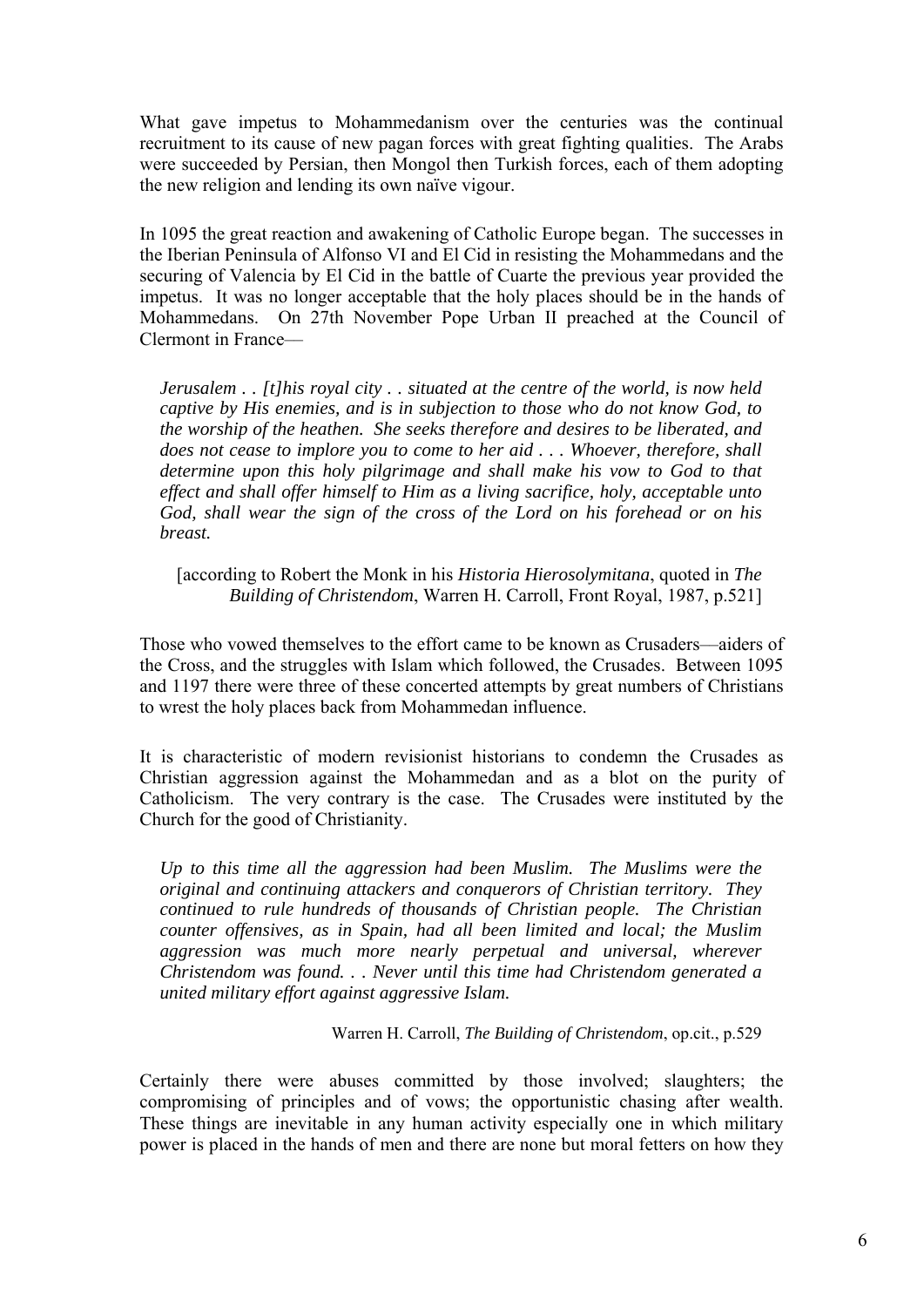What gave impetus to Mohammedanism over the centuries was the continual recruitment to its cause of new pagan forces with great fighting qualities. The Arabs were succeeded by Persian, then Mongol then Turkish forces, each of them adopting the new religion and lending its own naïve vigour.

In 1095 the great reaction and awakening of Catholic Europe began. The successes in the Iberian Peninsula of Alfonso VI and El Cid in resisting the Mohammedans and the securing of Valencia by El Cid in the battle of Cuarte the previous year provided the impetus. It was no longer acceptable that the holy places should be in the hands of Mohammedans. On 27th November Pope Urban II preached at the Council of Clermont in France—

> *Jerusalem . . [t]his royal city . . situated at the centre of the world, is now held captive by His enemies, and is in subjection to those who do not know God, to the worship of the heathen. She seeks therefore and desires to be liberated, and does not cease to implore you to come to her aid . . . Whoever, therefore, shall determine upon this holy pilgrimage and shall make his vow to God to that effect and shall offer himself to Him as a living sacrifice, holy, acceptable unto God, shall wear the sign of the cross of the Lord on his forehead or on his breast.*
>
> [according to Robert the Monk in his *Historia Hierosolymitana*, quoted in *The Building of Christendom*, Warren H. Carroll, Front Royal, 1987, p.521]

Those who vowed themselves to the effort came to be known as Crusaders—aiders of the Cross, and the struggles with Islam which followed, the Crusades. Between 1095 and 1197 there were three of these concerted attempts by great numbers of Christians to wrest the holy places back from Mohammedan influence.

It is characteristic of modern revisionist historians to condemn the Crusades as Christian aggression against the Mohammedan and as a blot on the purity of Catholicism. The very contrary is the case. The Crusades were instituted by the Church for the good of Christianity.

> *Up to this time all the aggression had been Muslim. The Muslims were the original and continuing attackers and conquerors of Christian territory. They continued to rule hundreds of thousands of Christian people. The Christian counter offensives, as in Spain, had all been limited and local; the Muslim aggression was much more nearly perpetual and universal, wherever Christendom was found. . . Never until this time had Christendom generated a united military effort against aggressive Islam.*
>
> Warren H. Carroll, *The Building of Christendom*, op.cit., p.529

Certainly there were abuses committed by those involved; slaughters; the compromising of principles and of vows; the opportunistic chasing after wealth. These things are inevitable in any human activity especially one in which military power is placed in the hands of men and there are none but moral fetters on how they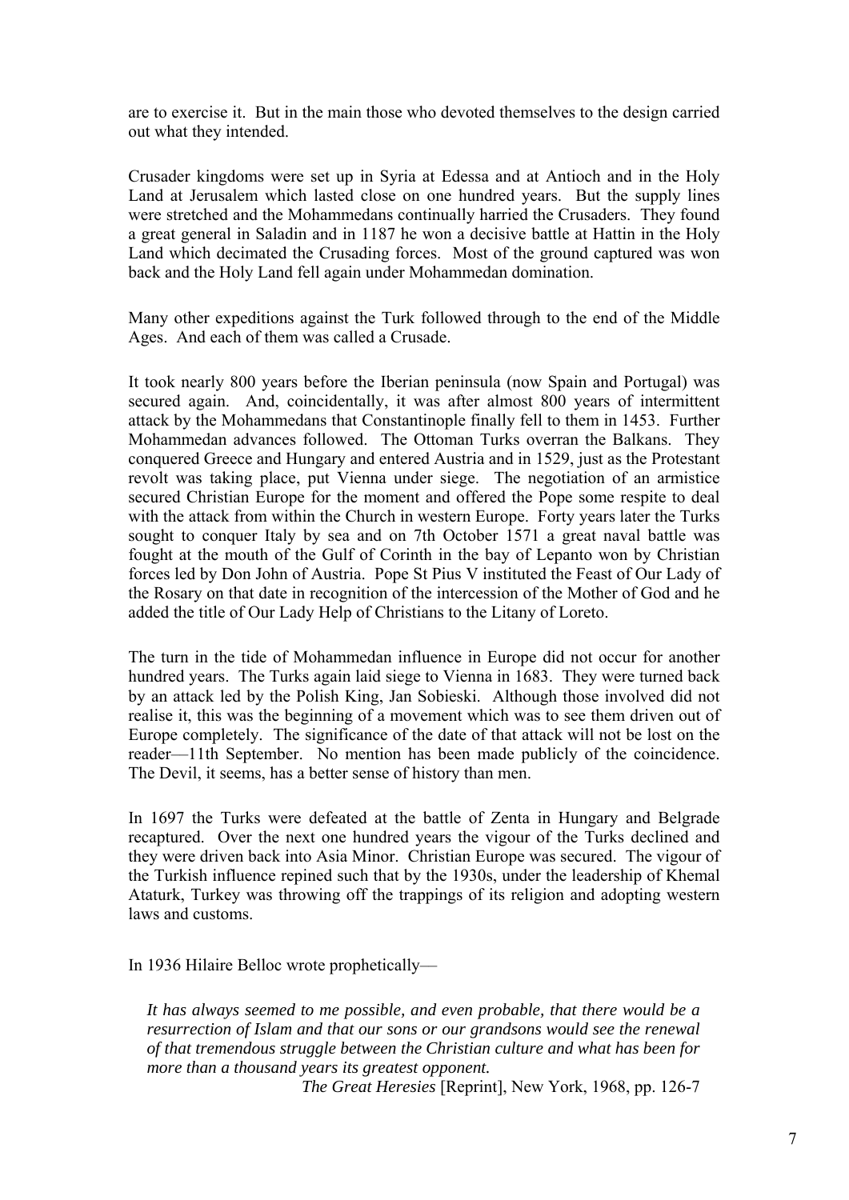are to exercise it. But in the main those who devoted themselves to the design carried out what they intended.

Crusader kingdoms were set up in Syria at Edessa and at Antioch and in the Holy Land at Jerusalem which lasted close on one hundred years. But the supply lines were stretched and the Mohammedans continually harried the Crusaders. They found a great general in Saladin and in 1187 he won a decisive battle at Hattin in the Holy Land which decimated the Crusading forces. Most of the ground captured was won back and the Holy Land fell again under Mohammedan domination.

Many other expeditions against the Turk followed through to the end of the Middle Ages. And each of them was called a Crusade.

It took nearly 800 years before the Iberian peninsula (now Spain and Portugal) was secured again. And, coincidentally, it was after almost 800 years of intermittent attack by the Mohammedans that Constantinople finally fell to them in 1453. Further Mohammedan advances followed. The Ottoman Turks overran the Balkans. They conquered Greece and Hungary and entered Austria and in 1529, just as the Protestant revolt was taking place, put Vienna under siege. The negotiation of an armistice secured Christian Europe for the moment and offered the Pope some respite to deal with the attack from within the Church in western Europe. Forty years later the Turks sought to conquer Italy by sea and on 7th October 1571 a great naval battle was fought at the mouth of the Gulf of Corinth in the bay of Lepanto won by Christian forces led by Don John of Austria. Pope St Pius V instituted the Feast of Our Lady of the Rosary on that date in recognition of the intercession of the Mother of God and he added the title of Our Lady Help of Christians to the Litany of Loreto.

The turn in the tide of Mohammedan influence in Europe did not occur for another hundred years. The Turks again laid siege to Vienna in 1683. They were turned back by an attack led by the Polish King, Jan Sobieski. Although those involved did not realise it, this was the beginning of a movement which was to see them driven out of Europe completely. The significance of the date of that attack will not be lost on the reader—11th September. No mention has been made publicly of the coincidence. The Devil, it seems, has a better sense of history than men.

In 1697 the Turks were defeated at the battle of Zenta in Hungary and Belgrade recaptured. Over the next one hundred years the vigour of the Turks declined and they were driven back into Asia Minor. Christian Europe was secured. The vigour of the Turkish influence repined such that by the 1930s, under the leadership of Khemal Ataturk, Turkey was throwing off the trappings of its religion and adopting western laws and customs.

In 1936 Hilaire Belloc wrote prophetically—

> *It has always seemed to me possible, and even probable, that there would be a resurrection of Islam and that our sons or our grandsons would see the renewal of that tremendous struggle between the Christian culture and what has been for more than a thousand years its greatest opponent.*
>
> *The Great Heresies* [Reprint], New York, 1968, pp. 126-7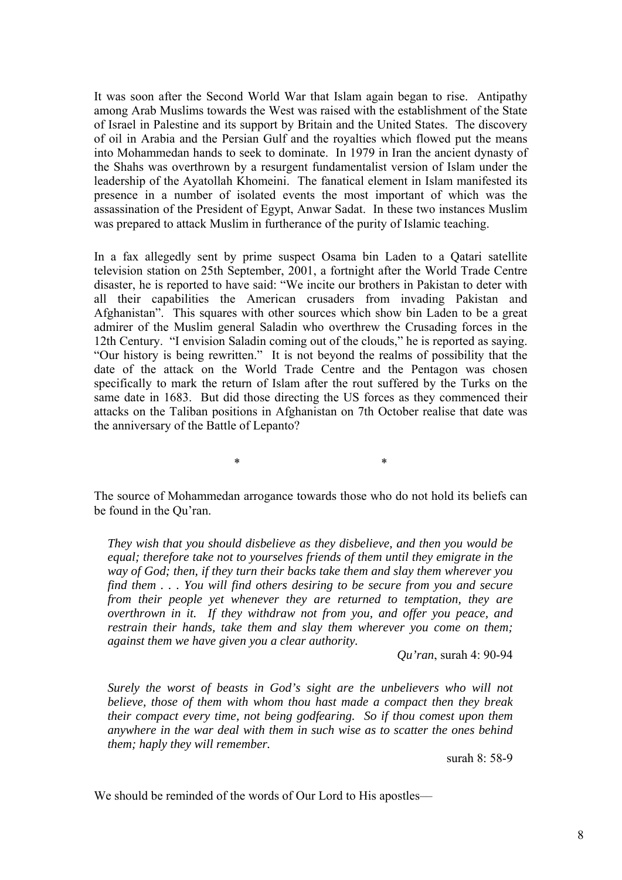It was soon after the Second World War that Islam again began to rise. Antipathy among Arab Muslims towards the West was raised with the establishment of the State of Israel in Palestine and its support by Britain and the United States. The discovery of oil in Arabia and the Persian Gulf and the royalties which flowed put the means into Mohammedan hands to seek to dominate. In 1979 in Iran the ancient dynasty of the Shahs was overthrown by a resurgent fundamentalist version of Islam under the leadership of the Ayatollah Khomeini. The fanatical element in Islam manifested its presence in a number of isolated events the most important of which was the assassination of the President of Egypt, Anwar Sadat. In these two instances Muslim was prepared to attack Muslim in furtherance of the purity of Islamic teaching.

In a fax allegedly sent by prime suspect Osama bin Laden to a Qatari satellite television station on 25th September, 2001, a fortnight after the World Trade Centre disaster, he is reported to have said: "We incite our brothers in Pakistan to deter with all their capabilities the American crusaders from invading Pakistan and Afghanistan". This squares with other sources which show bin Laden to be a great admirer of the Muslim general Saladin who overthrew the Crusading forces in the 12th Century. "I envision Saladin coming out of the clouds," he is reported as saying. "Our history is being rewritten." It is not beyond the realms of possibility that the date of the attack on the World Trade Centre and the Pentagon was chosen specifically to mark the return of Islam after the rout suffered by the Turks on the same date in 1683. But did those directing the US forces as they commenced their attacks on the Taliban positions in Afghanistan on 7th October realise that date was the anniversary of the Battle of Lepanto?

\* \*

The source of Mohammedan arrogance towards those who do not hold its beliefs can be found in the Qu'ran.

> *They wish that you should disbelieve as they disbelieve, and then you would be equal; therefore take not to yourselves friends of them until they emigrate in the way of God; then, if they turn their backs take them and slay them wherever you find them . . . You will find others desiring to be secure from you and secure from their people yet whenever they are returned to temptation, they are overthrown in it. If they withdraw not from you, and offer you peace, and restrain their hands, take them and slay them wherever you come on them; against them we have given you a clear authority.*
>
> *Qu'ran*, surah 4: 90-94

> *Surely the worst of beasts in God's sight are the unbelievers who will not believe, those of them with whom thou hast made a compact then they break their compact every time, not being godfearing. So if thou comest upon them anywhere in the war deal with them in such wise as to scatter the ones behind them; haply they will remember.*
>
> surah 8: 58-9

We should be reminded of the words of Our Lord to His apostles—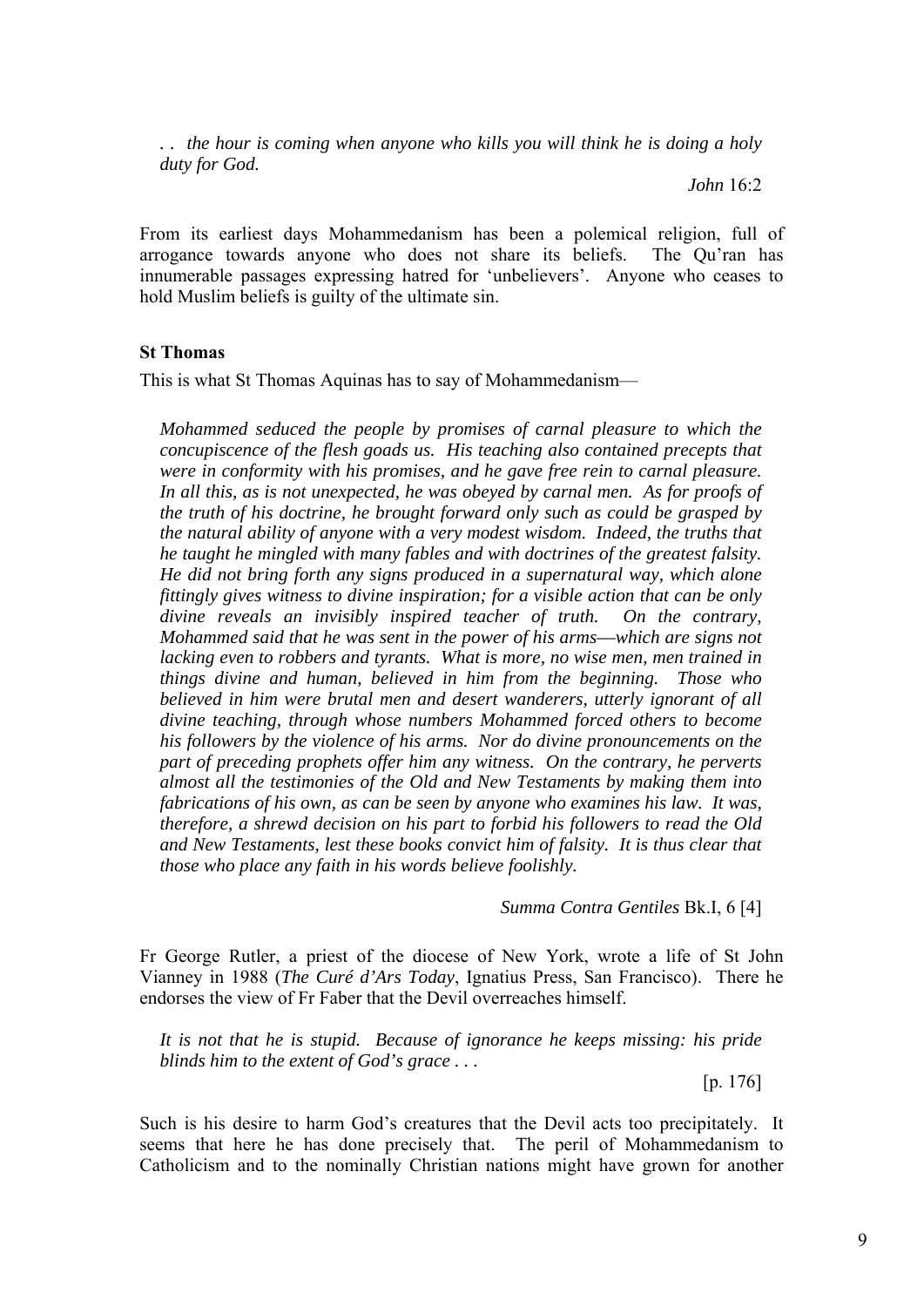*. . the hour is coming when anyone who kills you will think he is doing a holy duty for God.*

*John* 16:2

From its earliest days Mohammedanism has been a polemical religion, full of arrogance towards anyone who does not share its beliefs. The Qu'ran has innumerable passages expressing hatred for 'unbelievers'. Anyone who ceases to hold Muslim beliefs is guilty of the ultimate sin.

**St Thomas**

This is what St Thomas Aquinas has to say of Mohammedanism—

> *Mohammed seduced the people by promises of carnal pleasure to which the concupiscence of the flesh goads us. His teaching also contained precepts that were in conformity with his promises, and he gave free rein to carnal pleasure. In all this, as is not unexpected, he was obeyed by carnal men. As for proofs of the truth of his doctrine, he brought forward only such as could be grasped by the natural ability of anyone with a very modest wisdom. Indeed, the truths that he taught he mingled with many fables and with doctrines of the greatest falsity. He did not bring forth any signs produced in a supernatural way, which alone fittingly gives witness to divine inspiration; for a visible action that can be only divine reveals an invisibly inspired teacher of truth. On the contrary, Mohammed said that he was sent in the power of his arms—which are signs not lacking even to robbers and tyrants. What is more, no wise men, men trained in things divine and human, believed in him from the beginning. Those who believed in him were brutal men and desert wanderers, utterly ignorant of all divine teaching, through whose numbers Mohammed forced others to become his followers by the violence of his arms. Nor do divine pronouncements on the part of preceding prophets offer him any witness. On the contrary, he perverts almost all the testimonies of the Old and New Testaments by making them into fabrications of his own, as can be seen by anyone who examines his law. It was, therefore, a shrewd decision on his part to forbid his followers to read the Old and New Testaments, lest these books convict him of falsity. It is thus clear that those who place any faith in his words believe foolishly.*
>
> *Summa Contra Gentiles* Bk.I, 6 [4]

Fr George Rutler, a priest of the diocese of New York, wrote a life of St John Vianney in 1988 (*The Curé d'Ars Today*, Ignatius Press, San Francisco). There he endorses the view of Fr Faber that the Devil overreaches himself.

> *It is not that he is stupid. Because of ignorance he keeps missing: his pride blinds him to the extent of God's grace . . .*
>
> [p. 176]

Such is his desire to harm God's creatures that the Devil acts too precipitately. It seems that here he has done precisely that. The peril of Mohammedanism to Catholicism and to the nominally Christian nations might have grown for another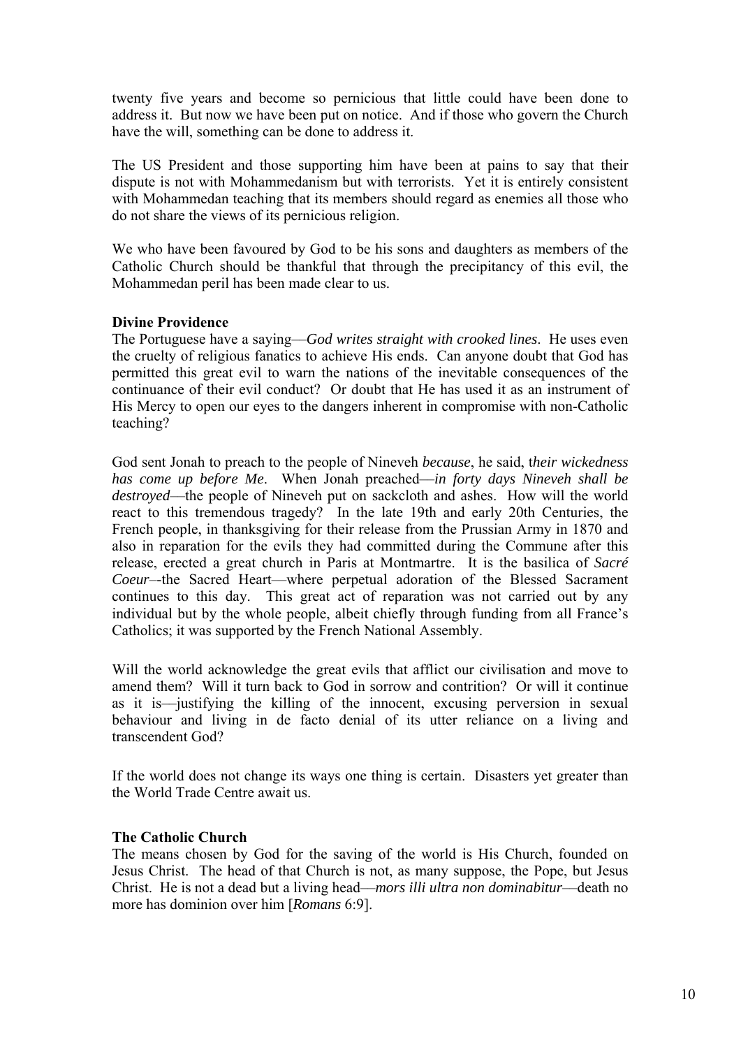twenty five years and become so pernicious that little could have been done to address it. But now we have been put on notice. And if those who govern the Church have the will, something can be done to address it.

The US President and those supporting him have been at pains to say that their dispute is not with Mohammedanism but with terrorists. Yet it is entirely consistent with Mohammedan teaching that its members should regard as enemies all those who do not share the views of its pernicious religion.

We who have been favoured by God to be his sons and daughters as members of the Catholic Church should be thankful that through the precipitancy of this evil, the Mohammedan peril has been made clear to us.

**Divine Providence**

The Portuguese have a saying—*God writes straight with crooked lines*. He uses even the cruelty of religious fanatics to achieve His ends. Can anyone doubt that God has permitted this great evil to warn the nations of the inevitable consequences of the continuance of their evil conduct? Or doubt that He has used it as an instrument of His Mercy to open our eyes to the dangers inherent in compromise with non-Catholic teaching?

God sent Jonah to preach to the people of Nineveh *because*, he said, t*heir wickedness has come up before Me*. When Jonah preached—*in forty days Nineveh shall be destroyed*—the people of Nineveh put on sackcloth and ashes. How will the world react to this tremendous tragedy? In the late 19th and early 20th Centuries, the French people, in thanksgiving for their release from the Prussian Army in 1870 and also in reparation for the evils they had committed during the Commune after this release, erected a great church in Paris at Montmartre. It is the basilica of *Sacré Coeur*–-the Sacred Heart—where perpetual adoration of the Blessed Sacrament continues to this day. This great act of reparation was not carried out by any individual but by the whole people, albeit chiefly through funding from all France's Catholics; it was supported by the French National Assembly.

Will the world acknowledge the great evils that afflict our civilisation and move to amend them? Will it turn back to God in sorrow and contrition? Or will it continue as it is—justifying the killing of the innocent, excusing perversion in sexual behaviour and living in de facto denial of its utter reliance on a living and transcendent God?

If the world does not change its ways one thing is certain. Disasters yet greater than the World Trade Centre await us.

**The Catholic Church**

The means chosen by God for the saving of the world is His Church, founded on Jesus Christ. The head of that Church is not, as many suppose, the Pope, but Jesus Christ. He is not a dead but a living head—*mors illi ultra non dominabitur*—death no more has dominion over him [*Romans* 6:9].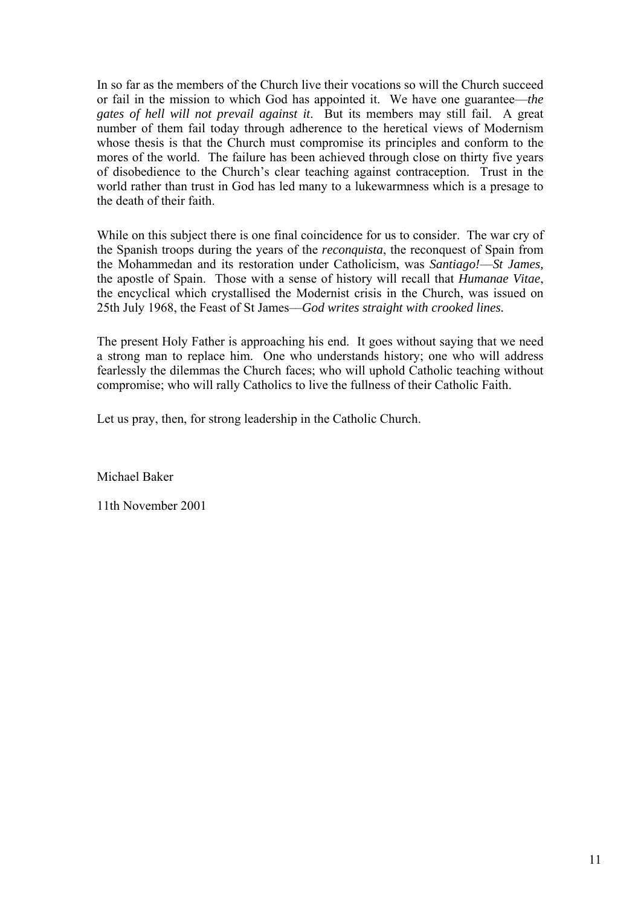In so far as the members of the Church live their vocations so will the Church succeed or fail in the mission to which God has appointed it. We have one guarantee—*the gates of hell will not prevail against it*. But its members may still fail. A great number of them fail today through adherence to the heretical views of Modernism whose thesis is that the Church must compromise its principles and conform to the mores of the world. The failure has been achieved through close on thirty five years of disobedience to the Church's clear teaching against contraception. Trust in the world rather than trust in God has led many to a lukewarmness which is a presage to the death of their faith.

While on this subject there is one final coincidence for us to consider. The war cry of the Spanish troops during the years of the *reconquista*, the reconquest of Spain from the Mohammedan and its restoration under Catholicism, was *Santiago!*—*St James,* the apostle of Spain. Those with a sense of history will recall that *Humanae Vitae*, the encyclical which crystallised the Modernist crisis in the Church, was issued on 25th July 1968, the Feast of St James—*God writes straight with crooked lines.*

The present Holy Father is approaching his end. It goes without saying that we need a strong man to replace him. One who understands history; one who will address fearlessly the dilemmas the Church faces; who will uphold Catholic teaching without compromise; who will rally Catholics to live the fullness of their Catholic Faith.

Let us pray, then, for strong leadership in the Catholic Church.

Michael Baker

11th November 2001